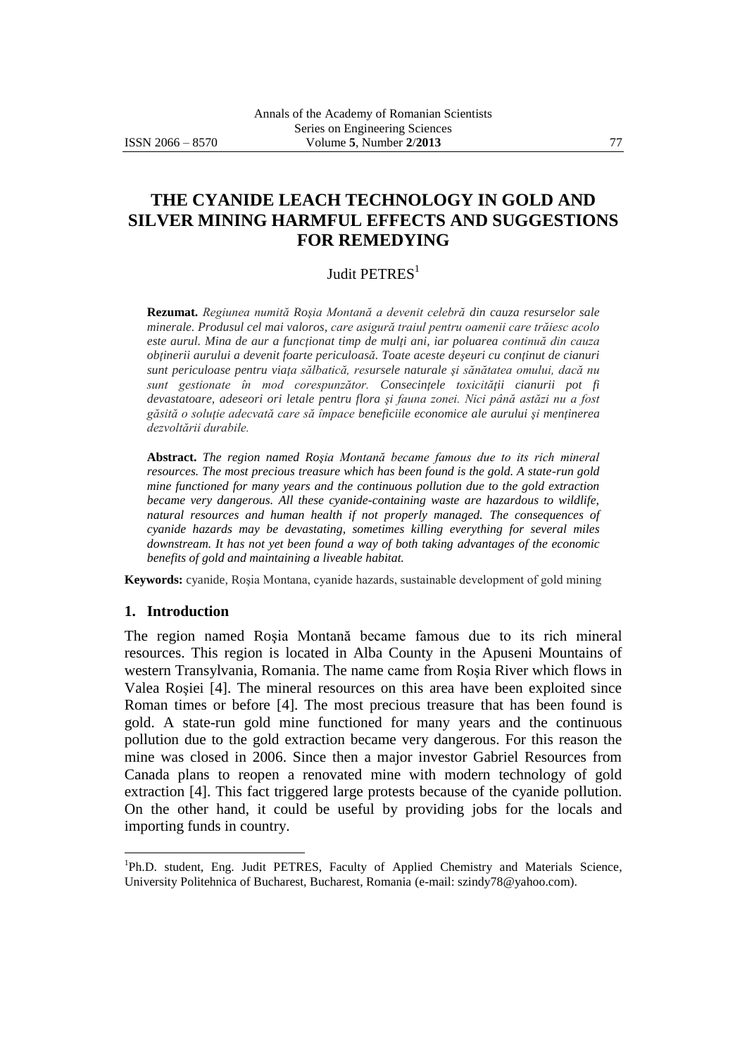# THE CYANIDE LEACH TECHNOLOGY IN GOLD AND SILVER MINING HARMFUL EFFECTS AND SUGGESTIONS FOR REMEDYING

Judit PETRES[1]

**Rezumat.** *Regiunea numită Roşia Montană a devenit celebră din cauza resurselor sale minerale. Produsul cel mai valoros, care asigură traiul pentru oamenii care trăiesc acolo este aurul. Mina de aur a funcţionat timp de mulţi ani, iar poluarea continuă din cauza obţinerii aurului a devenit foarte periculoasă. Toate aceste deşeuri cu conţinut de cianuri sunt periculoase pentru viaţa sălbatică, resursele naturale şi sănătatea omului, dacă nu sunt gestionate în mod corespunzător. Consecinţele toxicităţii cianurii pot fi devastatoare, adeseori ori letale pentru flora şi fauna zonei. Nici până astăzi nu a fost găsită o soluţie adecvată care să împace beneficiile economice ale aurului şi menţinerea dezvoltării durabile.*

**Abstract.** *The region named Roşia Montană became famous due to its rich mineral resources. The most precious treasure which has been found is the gold. A state-run gold mine functioned for many years and the continuous pollution due to the gold extraction became very dangerous. All these cyanide-containing waste are hazardous to wildlife, natural resources and human health if not properly managed. The consequences of cyanide hazards may be devastating, sometimes killing everything for several miles downstream. It has not yet been found a way of both taking advantages of the economic benefits of gold and maintaining a liveable habitat.*

**Keywords:** cyanide, Roşia Montana, cyanide hazards, sustainable development of gold mining

## 1. Introduction

The region named Roşia Montană became famous due to its rich mineral resources. This region is located in Alba County in the Apuseni Mountains of western Transylvania, Romania. The name came from Roşia River which flows in Valea Roşiei [4]. The mineral resources on this area have been exploited since Roman times or before [4]. The most precious treasure that has been found is gold. A state-run gold mine functioned for many years and the continuous pollution due to the gold extraction became very dangerous. For this reason the mine was closed in 2006. Since then a major investor Gabriel Resources from Canada plans to reopen a renovated mine with modern technology of gold extraction [4]. This fact triggered large protests because of the cyanide pollution. On the other hand, it could be useful by providing jobs for the locals and importing funds in country.

[1]Ph.D. student, Eng. Judit PETRES, Faculty of Applied Chemistry and Materials Science, University Politehnica of Bucharest, Bucharest, Romania (e-mail: szindy78@yahoo.com).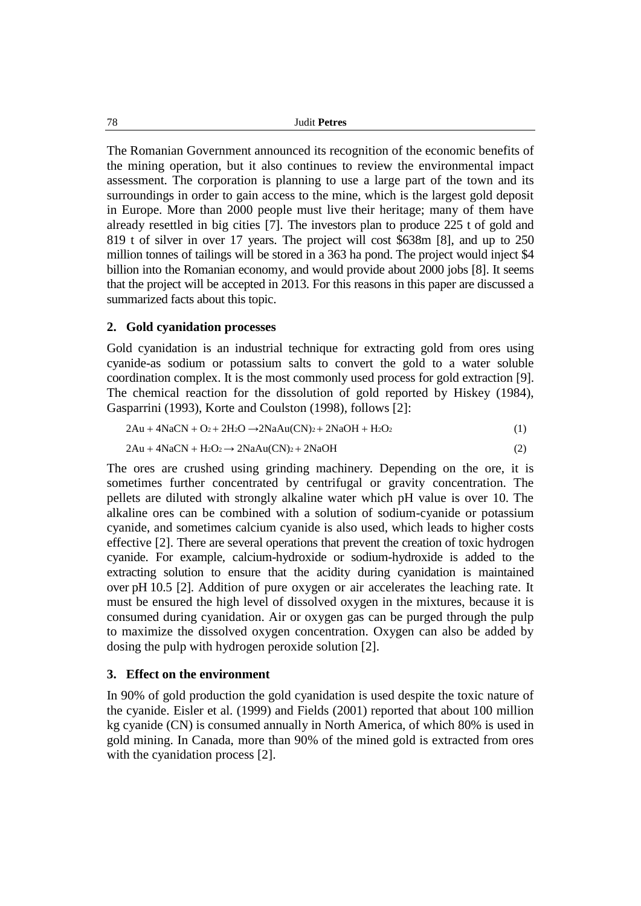The Romanian Government announced its recognition of the economic benefits of the mining operation, but it also continues to review the environmental impact assessment. The corporation is planning to use a large part of the town and its surroundings in order to gain access to the mine, which is the largest gold deposit in Europe. More than 2000 people must live their heritage; many of them have already resettled in big cities [7]. The investors plan to produce 225 t of gold and 819 t of silver in over 17 years. The project will cost $638m [8], and up to 250 million tonnes of tailings will be stored in a 363 ha pond. The project would inject $4 billion into the Romanian economy, and would provide about 2000 jobs [8]. It seems that the project will be accepted in 2013. For this reasons in this paper are discussed a summarized facts about this topic.

## 2. Gold cyanidation processes

Gold cyanidation is an industrial technique for extracting gold from ores using cyanide-as sodium or potassium salts to convert the gold to a water soluble coordination complex. It is the most commonly used process for gold extraction [9]. The chemical reaction for the dissolution of gold reported by Hiskey (1984), Gasparrini (1993), Korte and Coulston (1998), follows [2]:

$$2Au + 4NaCN + O_2 + 2H_2O \rightarrow 2NaAu(CN)_2 + 2NaOH + H_2O_2 \tag{1}$$

$$2Au + 4NaCN + H_2O_2 \rightarrow 2NaAu(CN)_2 + 2NaOH \tag{2}$$

The ores are crushed using grinding machinery. Depending on the ore, it is sometimes further concentrated by centrifugal or gravity concentration. The pellets are diluted with strongly alkaline water which pH value is over 10. The alkaline ores can be combined with a solution of sodium-cyanide or potassium cyanide, and sometimes calcium cyanide is also used, which leads to higher costs effective [2]. There are several operations that prevent the creation of toxic hydrogen cyanide. For example, calcium-hydroxide or sodium-hydroxide is added to the extracting solution to ensure that the acidity during cyanidation is maintained over pH 10.5 [2]. Addition of pure oxygen or air accelerates the leaching rate. It must be ensured the high level of dissolved oxygen in the mixtures, because it is consumed during cyanidation. Air or oxygen gas can be purged through the pulp to maximize the dissolved oxygen concentration. Oxygen can also be added by dosing the pulp with hydrogen peroxide solution [2].

## 3. Effect on the environment

In 90% of gold production the gold cyanidation is used despite the toxic nature of the cyanide. Eisler et al. (1999) and Fields (2001) reported that about 100 million kg cyanide (CN) is consumed annually in North America, of which 80% is used in gold mining. In Canada, more than 90% of the mined gold is extracted from ores with the cyanidation process [2].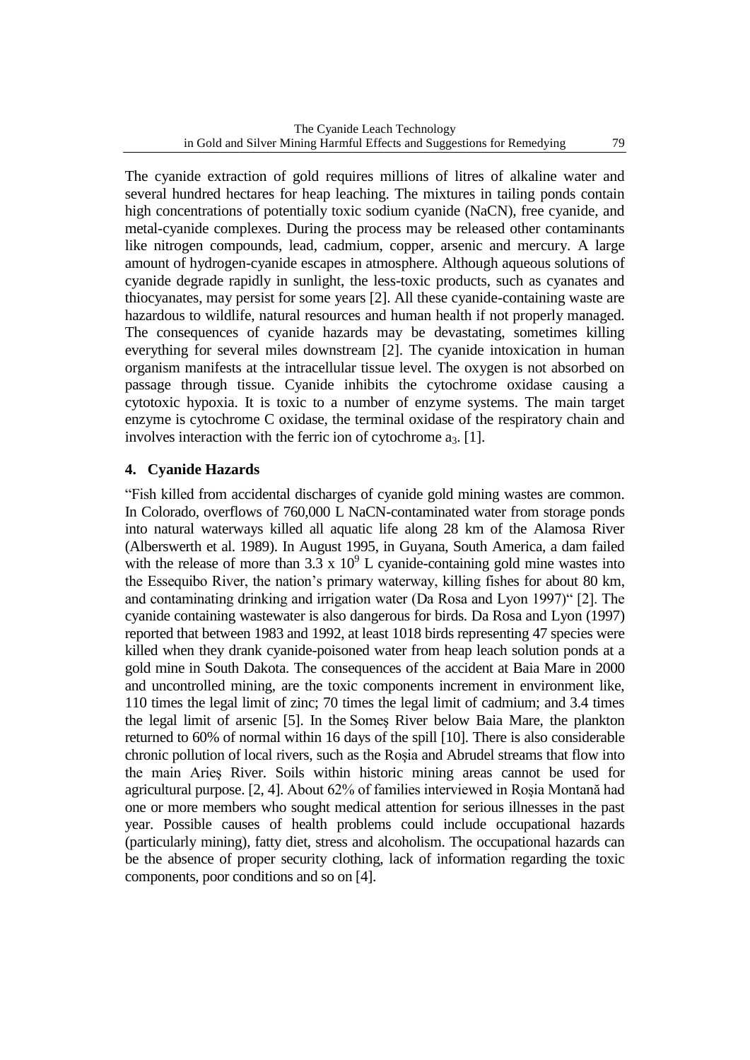The cyanide extraction of gold requires millions of litres of alkaline water and several hundred hectares for heap leaching. The mixtures in tailing ponds contain high concentrations of potentially toxic sodium cyanide ($NaCN$), free cyanide, and metal-cyanide complexes. During the process may be released other contaminants like nitrogen compounds, lead, cadmium, copper, arsenic and mercury. A large amount of hydrogen-cyanide escapes in atmosphere. Although aqueous solutions of cyanide degrade rapidly in sunlight, the less-toxic products, such as cyanates and thiocyanates, may persist for some years [2]. All these cyanide-containing waste are hazardous to wildlife, natural resources and human health if not properly managed. The consequences of cyanide hazards may be devastating, sometimes killing everything for several miles downstream [2]. The cyanide intoxication in human organism manifests at the intracellular tissue level. The oxygen is not absorbed on passage through tissue. Cyanide inhibits the cytochrome oxidase causing a cytotoxic hypoxia. It is toxic to a number of enzyme systems. The main target enzyme is cytochrome C oxidase, the terminal oxidase of the respiratory chain and involves interaction with the ferric ion of cytochrome $a_3$. [1].

## 4. Cyanide Hazards

"Fish killed from accidental discharges of cyanide gold mining wastes are common. In Colorado, overflows of 760,000 L NaCN-contaminated water from storage ponds into natural waterways killed all aquatic life along 28 km of the Alamosa River (Alberswerth et al. 1989). In August 1995, in Guyana, South America, a dam failed with the release of more than $3.3 \times 10^9$ L cyanide-containing gold mine wastes into the Essequibo River, the nation's primary waterway, killing fishes for about 80 km, and contaminating drinking and irrigation water (Da Rosa and Lyon 1997)" [2]. The cyanide containing wastewater is also dangerous for birds. Da Rosa and Lyon (1997) reported that between 1983 and 1992, at least 1018 birds representing 47 species were killed when they drank cyanide-poisoned water from heap leach solution ponds at a gold mine in South Dakota. The consequences of the accident at Baia Mare in 2000 and uncontrolled mining, are the toxic components increment in environment like, 110 times the legal limit of zinc; 70 times the legal limit of cadmium; and 3.4 times the legal limit of arsenic [5]. In the Someş River below Baia Mare, the plankton returned to 60% of normal within 16 days of the spill [10]. There is also considerable chronic pollution of local rivers, such as the Roşia and Abrudel streams that flow into the main Arieş River. Soils within historic mining areas cannot be used for agricultural purpose. [2, 4]. About 62% of families interviewed in Roşia Montană had one or more members who sought medical attention for serious illnesses in the past year. Possible causes of health problems could include occupational hazards (particularly mining), fatty diet, stress and alcoholism. The occupational hazards can be the absence of proper security clothing, lack of information regarding the toxic components, poor conditions and so on [4].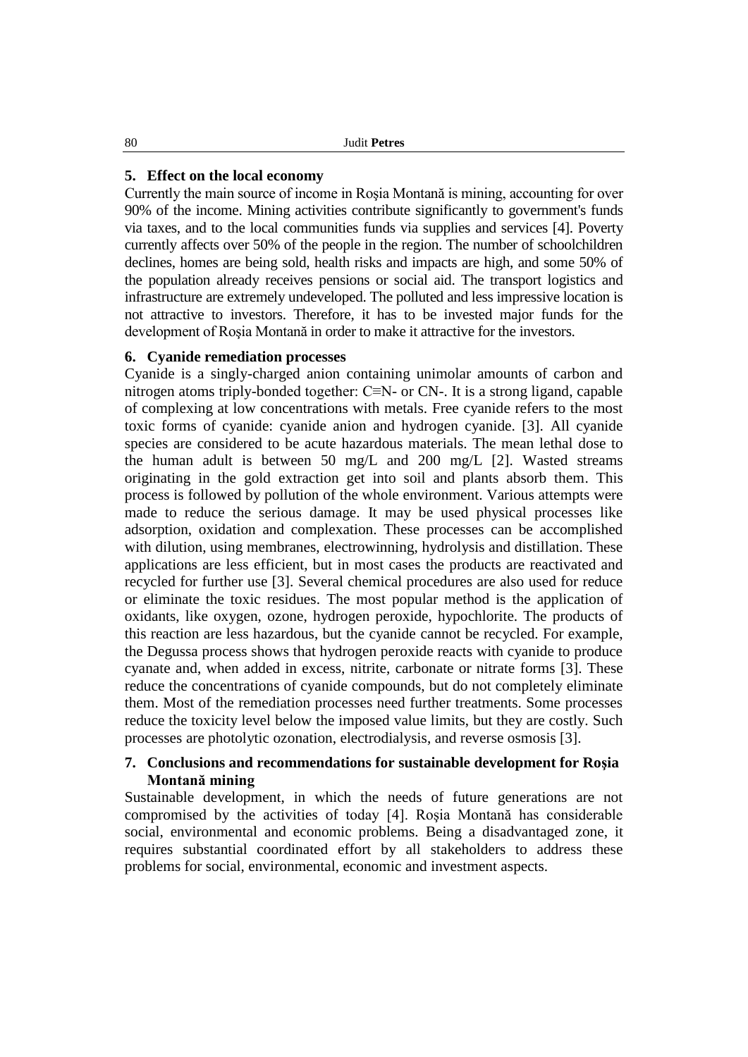## 5. Effect on the local economy

Currently the main source of income in Roşia Montană is mining, accounting for over 90% of the income. Mining activities contribute significantly to government's funds via taxes, and to the local communities funds via supplies and services [4]. Poverty currently affects over 50% of the people in the region. The number of schoolchildren declines, homes are being sold, health risks and impacts are high, and some 50% of the population already receives pensions or social aid. The transport logistics and infrastructure are extremely undeveloped. The polluted and less impressive location is not attractive to investors. Therefore, it has to be invested major funds for the development of Roşia Montană in order to make it attractive for the investors.

## 6. Cyanide remediation processes

Cyanide is a singly-charged anion containing unimolar amounts of carbon and nitrogen atoms triply-bonded together: $C{\equiv}N^-$ or $CN^-$. It is a strong ligand, capable of complexing at low concentrations with metals. Free cyanide refers to the most toxic forms of cyanide: cyanide anion and hydrogen cyanide. [3]. All cyanide species are considered to be acute hazardous materials. The mean lethal dose to the human adult is between 50 mg/L and 200 mg/L [2]. Wasted streams originating in the gold extraction get into soil and plants absorb them. This process is followed by pollution of the whole environment. Various attempts were made to reduce the serious damage. It may be used physical processes like adsorption, oxidation and complexation. These processes can be accomplished with dilution, using membranes, electrowinning, hydrolysis and distillation. These applications are less efficient, but in most cases the products are reactivated and recycled for further use [3]. Several chemical procedures are also used for reduce or eliminate the toxic residues. The most popular method is the application of oxidants, like oxygen, ozone, hydrogen peroxide, hypochlorite. The products of this reaction are less hazardous, but the cyanide cannot be recycled. For example, the Degussa process shows that hydrogen peroxide reacts with cyanide to produce cyanate and, when added in excess, nitrite, carbonate or nitrate forms [3]. These reduce the concentrations of cyanide compounds, but do not completely eliminate them. Most of the remediation processes need further treatments. Some processes reduce the toxicity level below the imposed value limits, but they are costly. Such processes are photolytic ozonation, electrodialysis, and reverse osmosis [3].

## 7. Conclusions and recommendations for sustainable development for Roşia Montană mining

Sustainable development, in which the needs of future generations are not compromised by the activities of today [4]. Roşia Montană has considerable social, environmental and economic problems. Being a disadvantaged zone, it requires substantial coordinated effort by all stakeholders to address these problems for social, environmental, economic and investment aspects.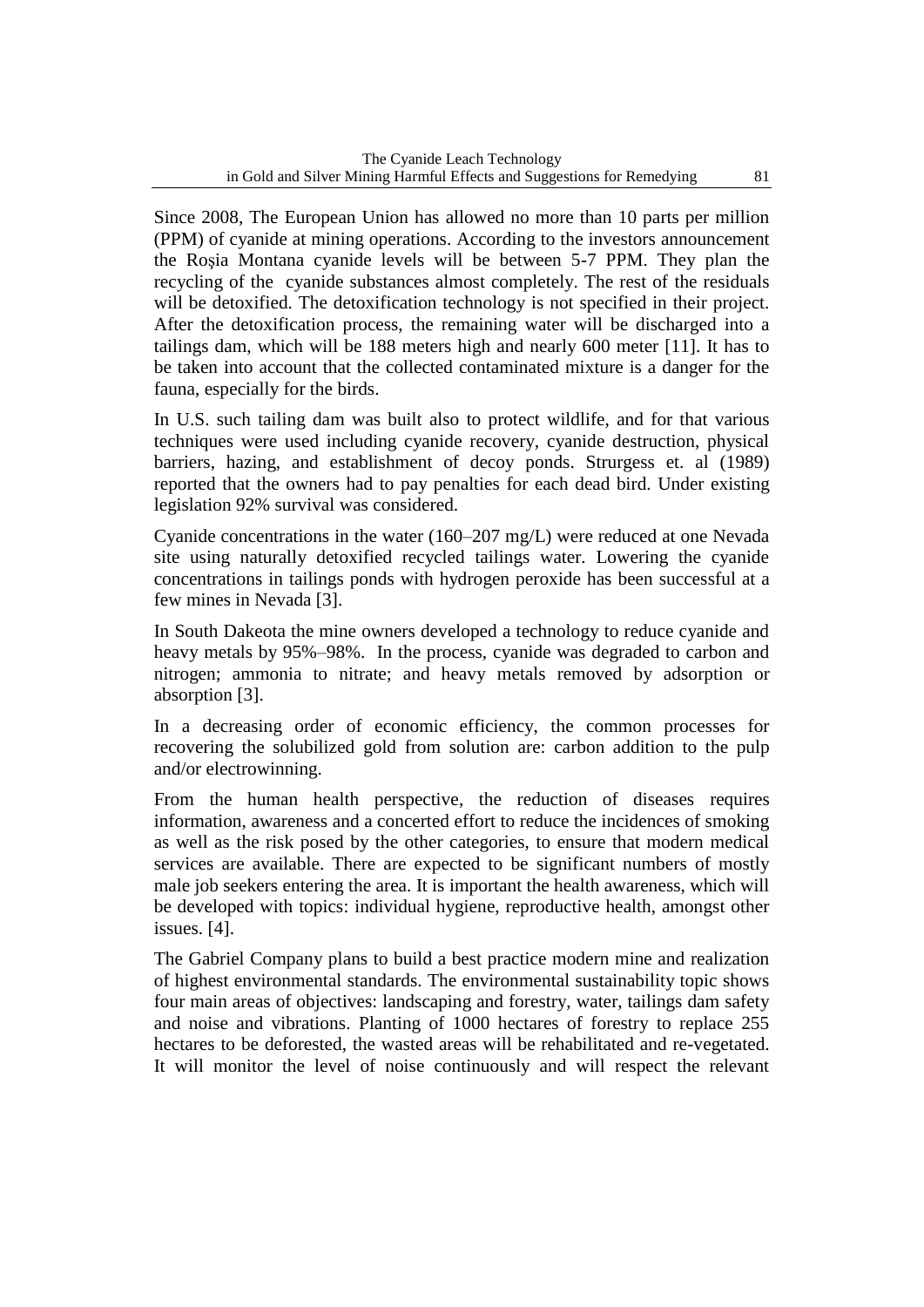Since 2008, The European Union has allowed no more than 10 parts per million (PPM) of cyanide at mining operations. According to the investors announcement the Roşia Montana cyanide levels will be between 5-7 PPM. They plan the recycling of the cyanide substances almost completely. The rest of the residuals will be detoxified. The detoxification technology is not specified in their project. After the detoxification process, the remaining water will be discharged into a tailings dam, which will be 188 meters high and nearly 600 meter [11]. It has to be taken into account that the collected contaminated mixture is a danger for the fauna, especially for the birds.

In U.S. such tailing dam was built also to protect wildlife, and for that various techniques were used including cyanide recovery, cyanide destruction, physical barriers, hazing, and establishment of decoy ponds. Strurgess et. al (1989) reported that the owners had to pay penalties for each dead bird. Under existing legislation 92% survival was considered.

Cyanide concentrations in the water (160–207 mg/L) were reduced at one Nevada site using naturally detoxified recycled tailings water. Lowering the cyanide concentrations in tailings ponds with hydrogen peroxide has been successful at a few mines in Nevada [3].

In South Dakeota the mine owners developed a technology to reduce cyanide and heavy metals by 95%–98%. In the process, cyanide was degraded to carbon and nitrogen; ammonia to nitrate; and heavy metals removed by adsorption or absorption [3].

In a decreasing order of economic efficiency, the common processes for recovering the solubilized gold from solution are: carbon addition to the pulp and/or electrowinning.

From the human health perspective, the reduction of diseases requires information, awareness and a concerted effort to reduce the incidences of smoking as well as the risk posed by the other categories, to ensure that modern medical services are available. There are expected to be significant numbers of mostly male job seekers entering the area. It is important the health awareness, which will be developed with topics: individual hygiene, reproductive health, amongst other issues. [4].

The Gabriel Company plans to build a best practice modern mine and realization of highest environmental standards. The environmental sustainability topic shows four main areas of objectives: landscaping and forestry, water, tailings dam safety and noise and vibrations. Planting of 1000 hectares of forestry to replace 255 hectares to be deforested, the wasted areas will be rehabilitated and re-vegetated. It will monitor the level of noise continuously and will respect the relevant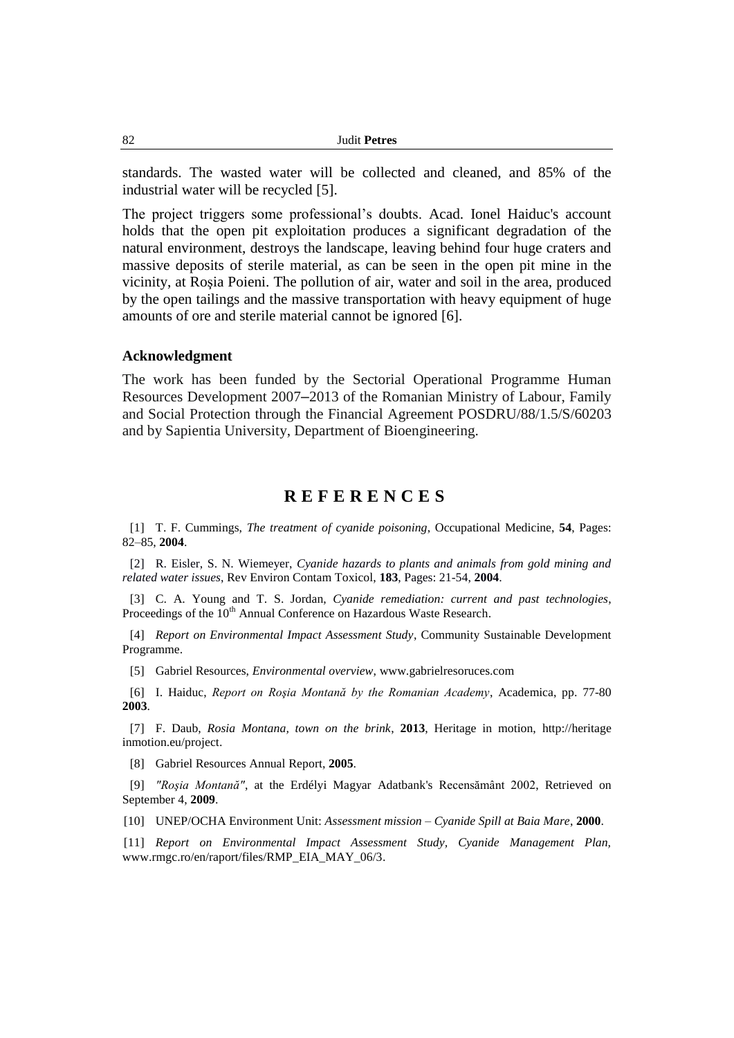standards. The wasted water will be collected and cleaned, and 85% of the industrial water will be recycled [5].

The project triggers some professional's doubts. Acad. Ionel Haiduc's account holds that the open pit exploitation produces a significant degradation of the natural environment, destroys the landscape, leaving behind four huge craters and massive deposits of sterile material, as can be seen in the open pit mine in the vicinity, at Roşia Poieni. The pollution of air, water and soil in the area, produced by the open tailings and the massive transportation with heavy equipment of huge amounts of ore and sterile material cannot be ignored [6].

### Acknowledgment

The work has been funded by the Sectorial Operational Programme Human Resources Development 2007–2013 of the Romanian Ministry of Labour, Family and Social Protection through the Financial Agreement POSDRU/88/1.5/S/60203 and by Sapientia University, Department of Bioengineering.

## R E F E R E N C E S

[1] T. F. Cummings, *The treatment of cyanide poisoning*, Occupational Medicine, **54**, Pages: 82–85, **2004**.

[2] R. Eisler, S. N. Wiemeyer, *Cyanide hazards to plants and animals from gold mining and related water issues*, Rev Environ Contam Toxicol, **183**, Pages: 21-54, **2004**.

[3] C. A. Young and T. S. Jordan, *Cyanide remediation: current and past technologies*, Proceedings of the 10th Annual Conference on Hazardous Waste Research.

[4] *Report on Environmental Impact Assessment Study*, Community Sustainable Development Programme.

[5] Gabriel Resources, *Environmental overview*, www.gabrielresoruces.com

[6] I. Haiduc, *Report on Roşia Montană by the Romanian Academy*, Academica, pp. 77-80 **2003**.

[7] F. Daub, *Rosia Montana, town on the brink*, **2013**, Heritage in motion, http://heritage inmotion.eu/project.

[8] Gabriel Resources Annual Report, **2005**.

[9] *"Roşia Montană"*, at the Erdélyi Magyar Adatbank's Recensământ 2002, Retrieved on September 4, **2009**.

[10] UNEP/OCHA Environment Unit: *Assessment mission – Cyanide Spill at Baia Mare*, **2000**.

[11] *Report on Environmental Impact Assessment Study, Cyanide Management Plan,* www.rmgc.ro/en/raport/files/RMP_EIA_MAY_06/3.